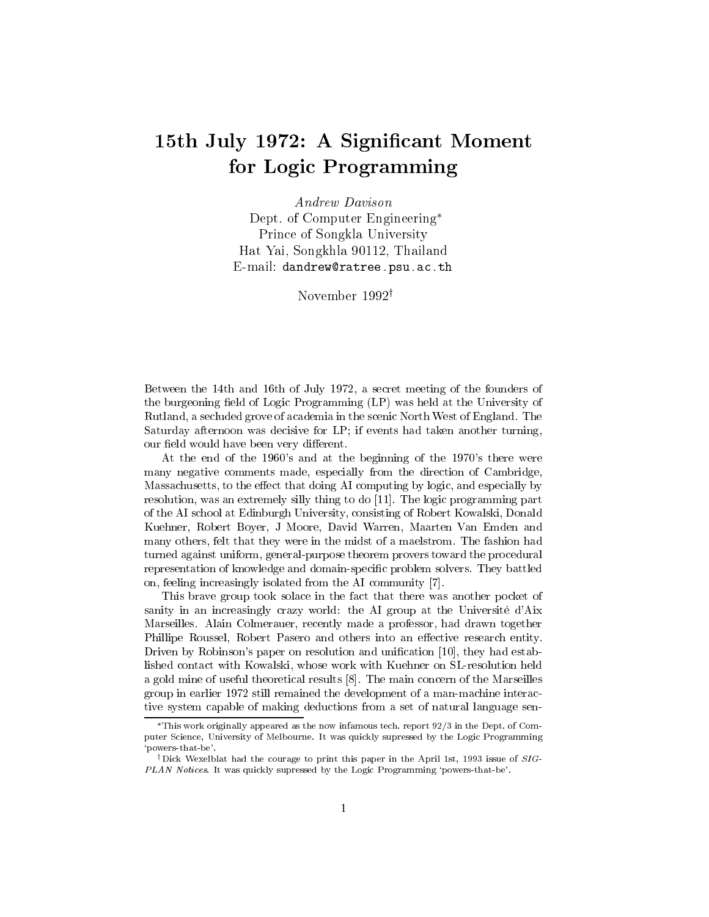# 15th July 1972: A Significant Moment for Logic Programming

*Andrew Davison*
Dept. of Computer Engineering*
Prince of Songkla University
Hat Yai, Songkhla 90112, Thailand
E-mail: `dandrew@ratree.psu.ac.th`

November 1992†

Between the 14th and 16th of July 1972, a secret meeting of the founders of the burgeoning field of Logic Programming (LP) was held at the University of Rutland, a secluded grove of academia in the scenic North West of England. The Saturday afternoon was decisive for LP; if events had taken another turning, our field would have been very different.

At the end of the 1960's and at the beginning of the 1970's there were many negative comments made, especially from the direction of Cambridge, Massachusetts, to the effect that doing AI computing by logic, and especially by resolution, was an extremely silly thing to do [11]. The logic programming part of the AI school at Edinburgh University, consisting of Robert Kowalski, Donald Kuehner, Robert Boyer, J Moore, David Warren, Maarten Van Emden and many others, felt that they were in the midst of a maelstrom. The fashion had turned against uniform, general-purpose theorem provers toward the procedural representation of knowledge and domain-specific problem solvers. They battled on, feeling increasingly isolated from the AI community [7].

This brave group took solace in the fact that there was another pocket of sanity in an increasingly crazy world: the AI group at the Université d'Aix Marseilles. Alain Colmerauer, recently made a professor, had drawn together Phillipe Roussel, Robert Pasero and others into an effective research entity. Driven by Robinson's paper on resolution and unification [10], they had established contact with Kowalski, whose work with Kuehner on SL-resolution held a gold mine of useful theoretical results [8]. The main concern of the Marseilles group in earlier 1972 still remained the development of a man-machine interactive system capable of making deductions from a set of natural language sen-

*This work originally appeared as the now infamous tech. report 92/3 in the Dept. of Computer Science, University of Melbourne. It was quickly supressed by the Logic Programming 'powers-that-be'.

†Dick Wexelblat had the courage to print this paper in the April 1st, 1993 issue of *SIGPLAN Notices*. It was quickly supressed by the Logic Programming 'powers-that-be'.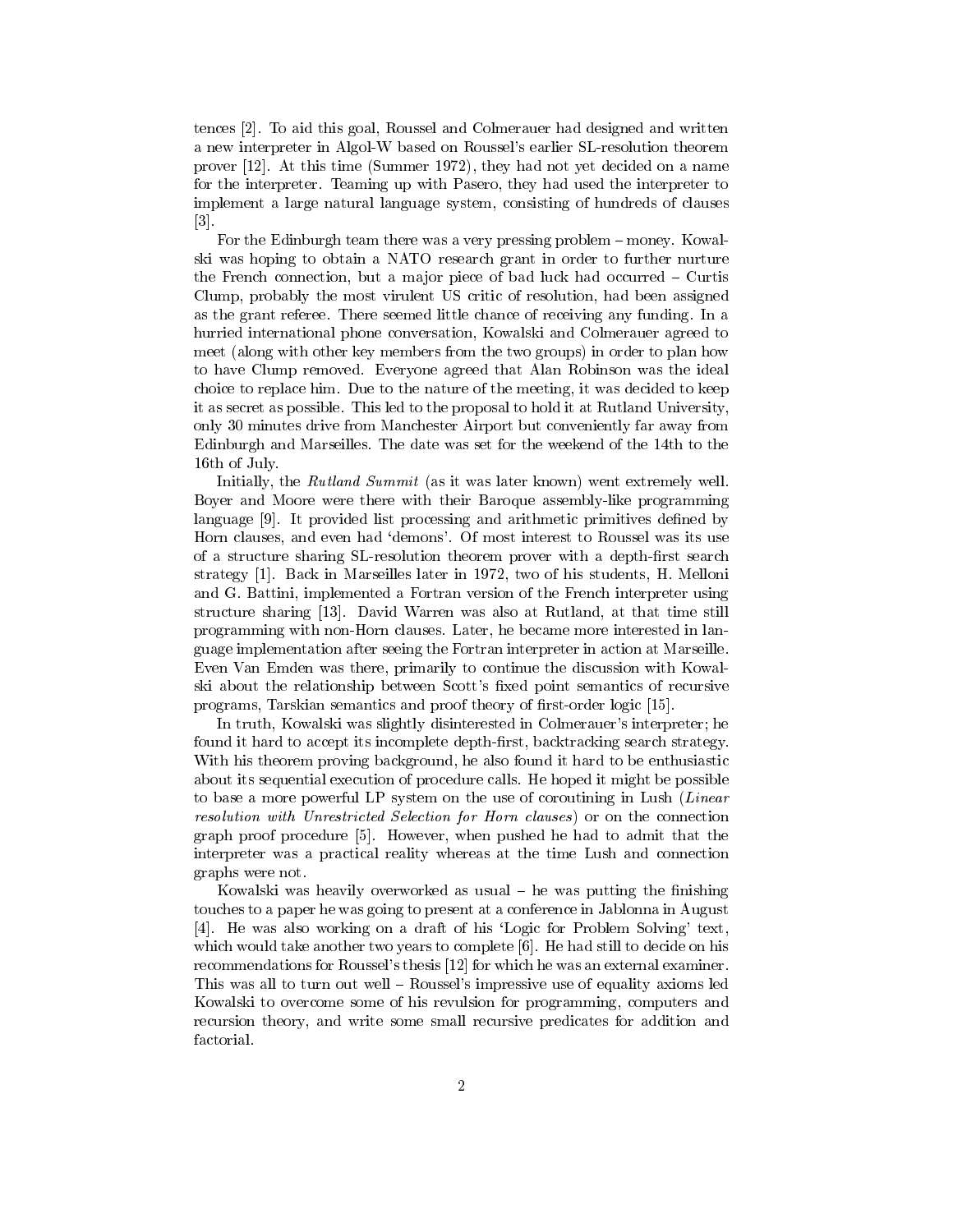tences [2]. To aid this goal, Roussel and Colmerauer had designed and written a new interpreter in Algol-W based on Roussel's earlier SL-resolution theorem prover [12]. At this time (Summer 1972), they had not yet decided on a name for the interpreter. Teaming up with Pasero, they had used the interpreter to implement a large natural language system, consisting of hundreds of clauses [3].

For the Edinburgh team there was a very pressing problem – money. Kowalski was hoping to obtain a NATO research grant in order to further nurture the French connection, but a major piece of bad luck had occurred – Curtis Clump, probably the most virulent US critic of resolution, had been assigned as the grant referee. There seemed little chance of receiving any funding. In a hurried international phone conversation, Kowalski and Colmerauer agreed to meet (along with other key members from the two groups) in order to plan how to have Clump removed. Everyone agreed that Alan Robinson was the ideal choice to replace him. Due to the nature of the meeting, it was decided to keep it as secret as possible. This led to the proposal to hold it at Rutland University, only 30 minutes drive from Manchester Airport but conveniently far away from Edinburgh and Marseilles. The date was set for the weekend of the 14th to the 16th of July.

Initially, the *Rutland Summit* (as it was later known) went extremely well. Boyer and Moore were there with their Baroque assembly-like programming language [9]. It provided list processing and arithmetic primitives defined by Horn clauses, and even had 'demons'. Of most interest to Roussel was its use of a structure sharing SL-resolution theorem prover with a depth-first search strategy [1]. Back in Marseilles later in 1972, two of his students, H. Melloni and G. Battini, implemented a Fortran version of the French interpreter using structure sharing [13]. David Warren was also at Rutland, at that time still programming with non-Horn clauses. Later, he became more interested in language implementation after seeing the Fortran interpreter in action at Marseille. Even Van Emden was there, primarily to continue the discussion with Kowalski about the relationship between Scott's fixed point semantics of recursive programs, Tarskian semantics and proof theory of first-order logic [15].

In truth, Kowalski was slightly disinterested in Colmerauer's interpreter; he found it hard to accept its incomplete depth-first, backtracking search strategy. With his theorem proving background, he also found it hard to be enthusiastic about its sequential execution of procedure calls. He hoped it might be possible to base a more powerful LP system on the use of coroutining in Lush (*Linear resolution with Unrestricted Selection for Horn clauses*) or on the connection graph proof procedure [5]. However, when pushed he had to admit that the interpreter was a practical reality whereas at the time Lush and connection graphs were not.

Kowalski was heavily overworked as usual – he was putting the finishing touches to a paper he was going to present at a conference in Jablonna in August [4]. He was also working on a draft of his 'Logic for Problem Solving' text, which would take another two years to complete [6]. He had still to decide on his recommendations for Roussel's thesis [12] for which he was an external examiner. This was all to turn out well – Roussel's impressive use of equality axioms led Kowalski to overcome some of his revulsion for programming, computers and recursion theory, and write some small recursive predicates for addition and factorial.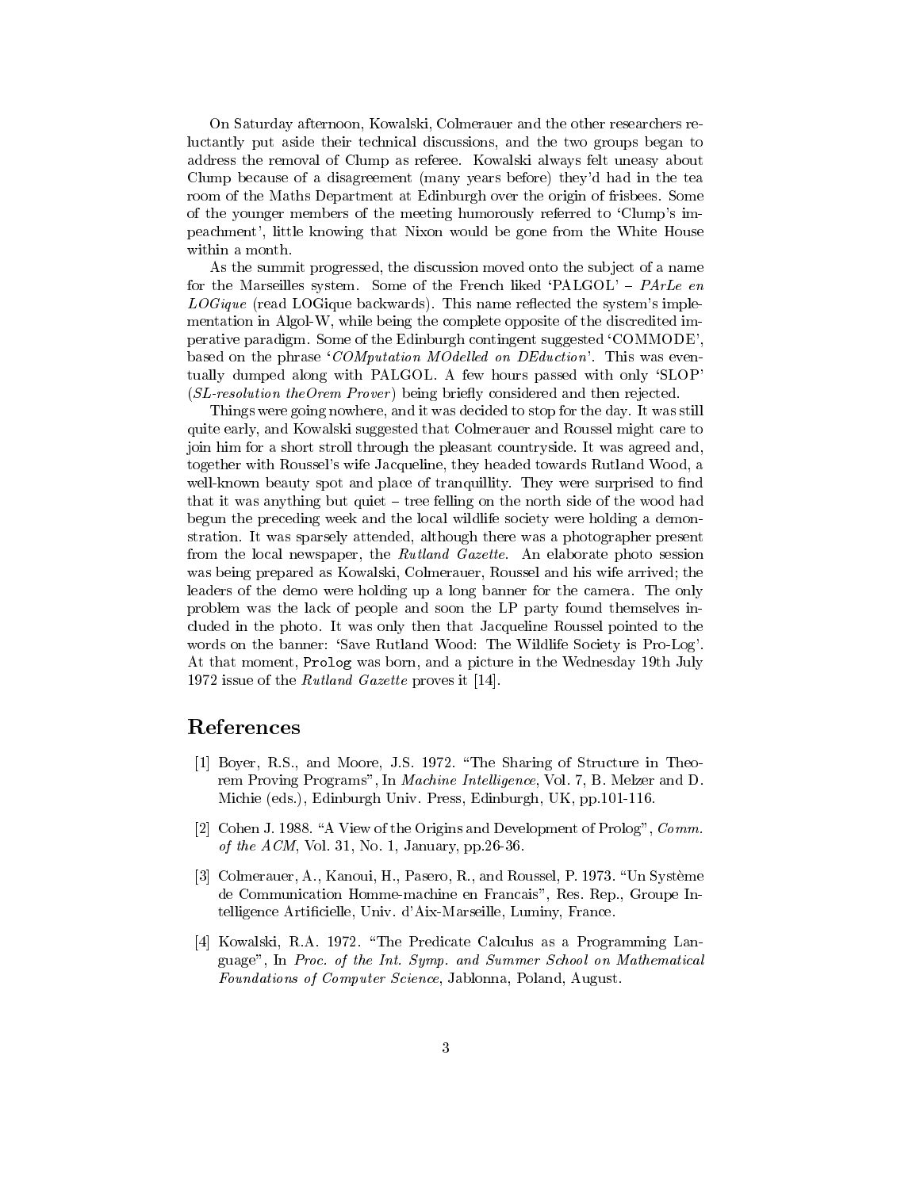On Saturday afternoon, Kowalski, Colmerauer and the other researchers reluctantly put aside their technical discussions, and the two groups began to address the removal of Clump as referee. Kowalski always felt uneasy about Clump because of a disagreement (many years before) they'd had in the tea room of the Maths Department at Edinburgh over the origin of frisbees. Some of the younger members of the meeting humorously referred to 'Clump's impeachment', little knowing that Nixon would be gone from the White House within a month.

As the summit progressed, the discussion moved onto the subject of a name for the Marseilles system. Some of the French liked 'PALGOL' – *PArLe en LOGique* (read LOGique backwards). This name reflected the system's implementation in Algol-W, while being the complete opposite of the discredited imperative paradigm. Some of the Edinburgh contingent suggested 'COMMODE', based on the phrase '*COMputation MOdelled on DEduction*'. This was eventually dumped along with PALGOL. A few hours passed with only 'SLOP' (*SL-resolution theOrem Prover*) being briefly considered and then rejected.

Things were going nowhere, and it was decided to stop for the day. It was still quite early, and Kowalski suggested that Colmerauer and Roussel might care to join him for a short stroll through the pleasant countryside. It was agreed and, together with Roussel's wife Jacqueline, they headed towards Rutland Wood, a well-known beauty spot and place of tranquillity. They were surprised to find that it was anything but quiet – tree felling on the north side of the wood had begun the preceding week and the local wildlife society were holding a demonstration. It was sparsely attended, although there was a photographer present from the local newspaper, the *Rutland Gazette*. An elaborate photo session was being prepared as Kowalski, Colmerauer, Roussel and his wife arrived; the leaders of the demo were holding up a long banner for the camera. The only problem was the lack of people and soon the LP party found themselves included in the photo. It was only then that Jacqueline Roussel pointed to the words on the banner: 'Save Rutland Wood: The Wildlife Society is Pro-Log'. At that moment, `Prolog` was born, and a picture in the Wednesday 19th July 1972 issue of the *Rutland Gazette* proves it [14].

## References

[1] Boyer, R.S., and Moore, J.S. 1972. "The Sharing of Structure in Theorem Proving Programs", In *Machine Intelligence*, Vol. 7, B. Melzer and D. Michie (eds.), Edinburgh Univ. Press, Edinburgh, UK, pp.101-116.

[2] Cohen J. 1988. "A View of the Origins and Development of Prolog", *Comm. of the ACM*, Vol. 31, No. 1, January, pp.26-36.

[3] Colmerauer, A., Kanoui, H., Pasero, R., and Roussel, P. 1973. "Un Système de Communication Homme-machine en Francais", Res. Rep., Groupe Intelligence Artificielle, Univ. d'Aix-Marseille, Luminy, France.

[4] Kowalski, R.A. 1972. "The Predicate Calculus as a Programming Language", In *Proc. of the Int. Symp. and Summer School on Mathematical Foundations of Computer Science*, Jablonna, Poland, August.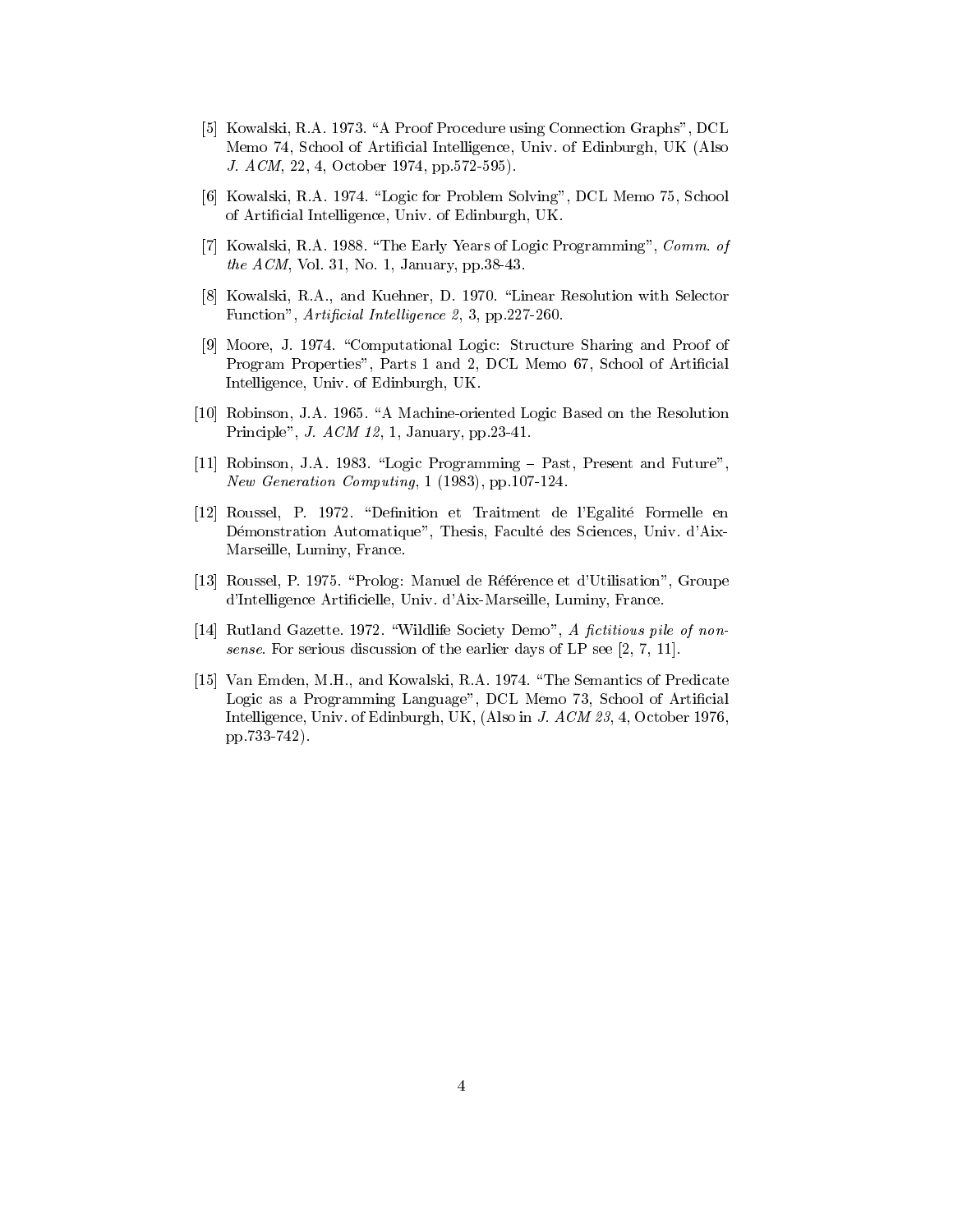[5] Kowalski, R.A. 1973. "A Proof Procedure using Connection Graphs", DCL Memo 74, School of Artificial Intelligence, Univ. of Edinburgh, UK (Also *J. ACM*, 22, 4, October 1974, pp.572-595).

[6] Kowalski, R.A. 1974. "Logic for Problem Solving", DCL Memo 75, School of Artificial Intelligence, Univ. of Edinburgh, UK.

[7] Kowalski, R.A. 1988. "The Early Years of Logic Programming", *Comm. of the ACM*, Vol. 31, No. 1, January, pp.38-43.

[8] Kowalski, R.A., and Kuehner, D. 1970. "Linear Resolution with Selector Function", *Artificial Intelligence 2*, 3, pp.227-260.

[9] Moore, J. 1974. "Computational Logic: Structure Sharing and Proof of Program Properties", Parts 1 and 2, DCL Memo 67, School of Artificial Intelligence, Univ. of Edinburgh, UK.

[10] Robinson, J.A. 1965. "A Machine-oriented Logic Based on the Resolution Principle", *J. ACM 12*, 1, January, pp.23-41.

[11] Robinson, J.A. 1983. "Logic Programming – Past, Present and Future", *New Generation Computing*, 1 (1983), pp.107-124.

[12] Roussel, P. 1972. "Definition et Traitment de l'Egalité Formelle en Démonstration Automatique", Thesis, Faculté des Sciences, Univ. d'Aix-Marseille, Luminy, France.

[13] Roussel, P. 1975. "Prolog: Manuel de Référence et d'Utilisation", Groupe d'Intelligence Artificielle, Univ. d'Aix-Marseille, Luminy, France.

[14] Rutland Gazette. 1972. "Wildlife Society Demo", *A fictitious pile of nonsense*. For serious discussion of the earlier days of LP see [2, 7, 11].

[15] Van Emden, M.H., and Kowalski, R.A. 1974. "The Semantics of Predicate Logic as a Programming Language", DCL Memo 73, School of Artificial Intelligence, Univ. of Edinburgh, UK, (Also in *J. ACM 23*, 4, October 1976, pp.733-742).